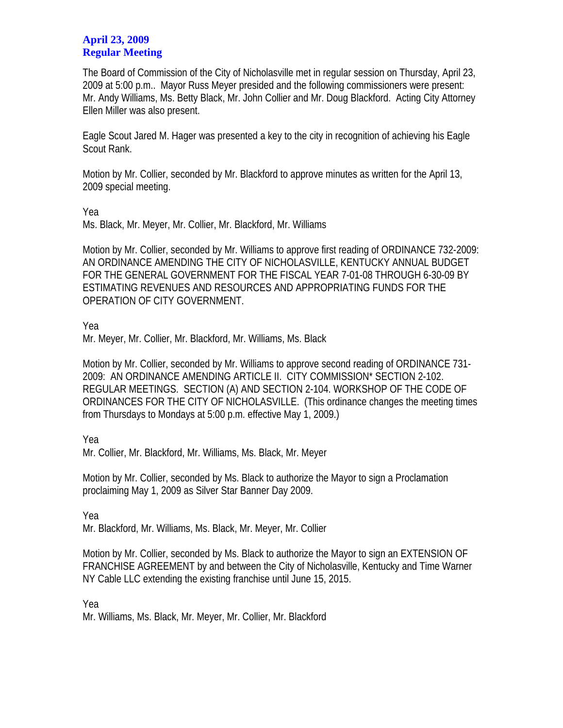**April 23, 2009**
**Regular Meeting**

The Board of Commission of the City of Nicholasville met in regular session on Thursday, April 23, 2009 at 5:00 p.m.. Mayor Russ Meyer presided and the following commissioners were present: Mr. Andy Williams, Ms. Betty Black, Mr. John Collier and Mr. Doug Blackford. Acting City Attorney Ellen Miller was also present.

Eagle Scout Jared M. Hager was presented a key to the city in recognition of achieving his Eagle Scout Rank.

Motion by Mr. Collier, seconded by Mr. Blackford to approve minutes as written for the April 13, 2009 special meeting.

Yea
Ms. Black, Mr. Meyer, Mr. Collier, Mr. Blackford, Mr. Williams

Motion by Mr. Collier, seconded by Mr. Williams to approve first reading of ORDINANCE 732-2009: AN ORDINANCE AMENDING THE CITY OF NICHOLASVILLE, KENTUCKY ANNUAL BUDGET FOR THE GENERAL GOVERNMENT FOR THE FISCAL YEAR 7-01-08 THROUGH 6-30-09 BY ESTIMATING REVENUES AND RESOURCES AND APPROPRIATING FUNDS FOR THE OPERATION OF CITY GOVERNMENT.

Yea
Mr. Meyer, Mr. Collier, Mr. Blackford, Mr. Williams, Ms. Black

Motion by Mr. Collier, seconded by Mr. Williams to approve second reading of ORDINANCE 731-2009: AN ORDINANCE AMENDING ARTICLE II. CITY COMMISSION* SECTION 2-102. REGULAR MEETINGS. SECTION (A) AND SECTION 2-104. WORKSHOP OF THE CODE OF ORDINANCES FOR THE CITY OF NICHOLASVILLE. (This ordinance changes the meeting times from Thursdays to Mondays at 5:00 p.m. effective May 1, 2009.)

Yea
Mr. Collier, Mr. Blackford, Mr. Williams, Ms. Black, Mr. Meyer

Motion by Mr. Collier, seconded by Ms. Black to authorize the Mayor to sign a Proclamation proclaiming May 1, 2009 as Silver Star Banner Day 2009.

Yea
Mr. Blackford, Mr. Williams, Ms. Black, Mr. Meyer, Mr. Collier

Motion by Mr. Collier, seconded by Ms. Black to authorize the Mayor to sign an EXTENSION OF FRANCHISE AGREEMENT by and between the City of Nicholasville, Kentucky and Time Warner NY Cable LLC extending the existing franchise until June 15, 2015.

Yea
Mr. Williams, Ms. Black, Mr. Meyer, Mr. Collier, Mr. Blackford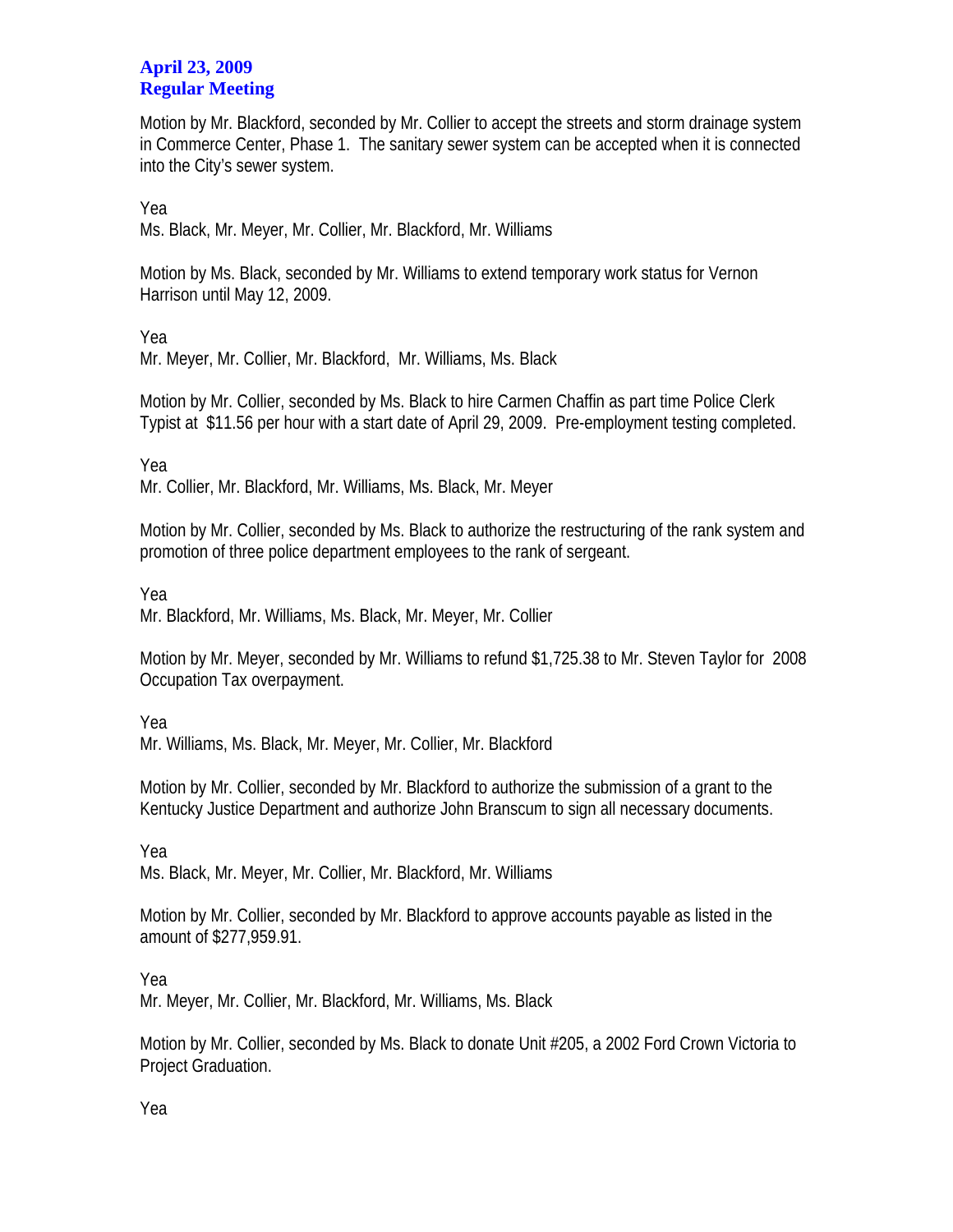**April 23, 2009**
**Regular Meeting**

Motion by Mr. Blackford, seconded by Mr. Collier to accept the streets and storm drainage system in Commerce Center, Phase 1. The sanitary sewer system can be accepted when it is connected into the City's sewer system.

Yea
Ms. Black, Mr. Meyer, Mr. Collier, Mr. Blackford, Mr. Williams

Motion by Ms. Black, seconded by Mr. Williams to extend temporary work status for Vernon Harrison until May 12, 2009.

Yea
Mr. Meyer, Mr. Collier, Mr. Blackford, Mr. Williams, Ms. Black

Motion by Mr. Collier, seconded by Ms. Black to hire Carmen Chaffin as part time Police Clerk Typist at $11.56 per hour with a start date of April 29, 2009. Pre-employment testing completed.

Yea
Mr. Collier, Mr. Blackford, Mr. Williams, Ms. Black, Mr. Meyer

Motion by Mr. Collier, seconded by Ms. Black to authorize the restructuring of the rank system and promotion of three police department employees to the rank of sergeant.

Yea
Mr. Blackford, Mr. Williams, Ms. Black, Mr. Meyer, Mr. Collier

Motion by Mr. Meyer, seconded by Mr. Williams to refund $1,725.38 to Mr. Steven Taylor for 2008 Occupation Tax overpayment.

Yea
Mr. Williams, Ms. Black, Mr. Meyer, Mr. Collier, Mr. Blackford

Motion by Mr. Collier, seconded by Mr. Blackford to authorize the submission of a grant to the Kentucky Justice Department and authorize John Branscum to sign all necessary documents.

Yea
Ms. Black, Mr. Meyer, Mr. Collier, Mr. Blackford, Mr. Williams

Motion by Mr. Collier, seconded by Mr. Blackford to approve accounts payable as listed in the amount of $277,959.91.

Yea
Mr. Meyer, Mr. Collier, Mr. Blackford, Mr. Williams, Ms. Black

Motion by Mr. Collier, seconded by Ms. Black to donate Unit #205, a 2002 Ford Crown Victoria to Project Graduation.

Yea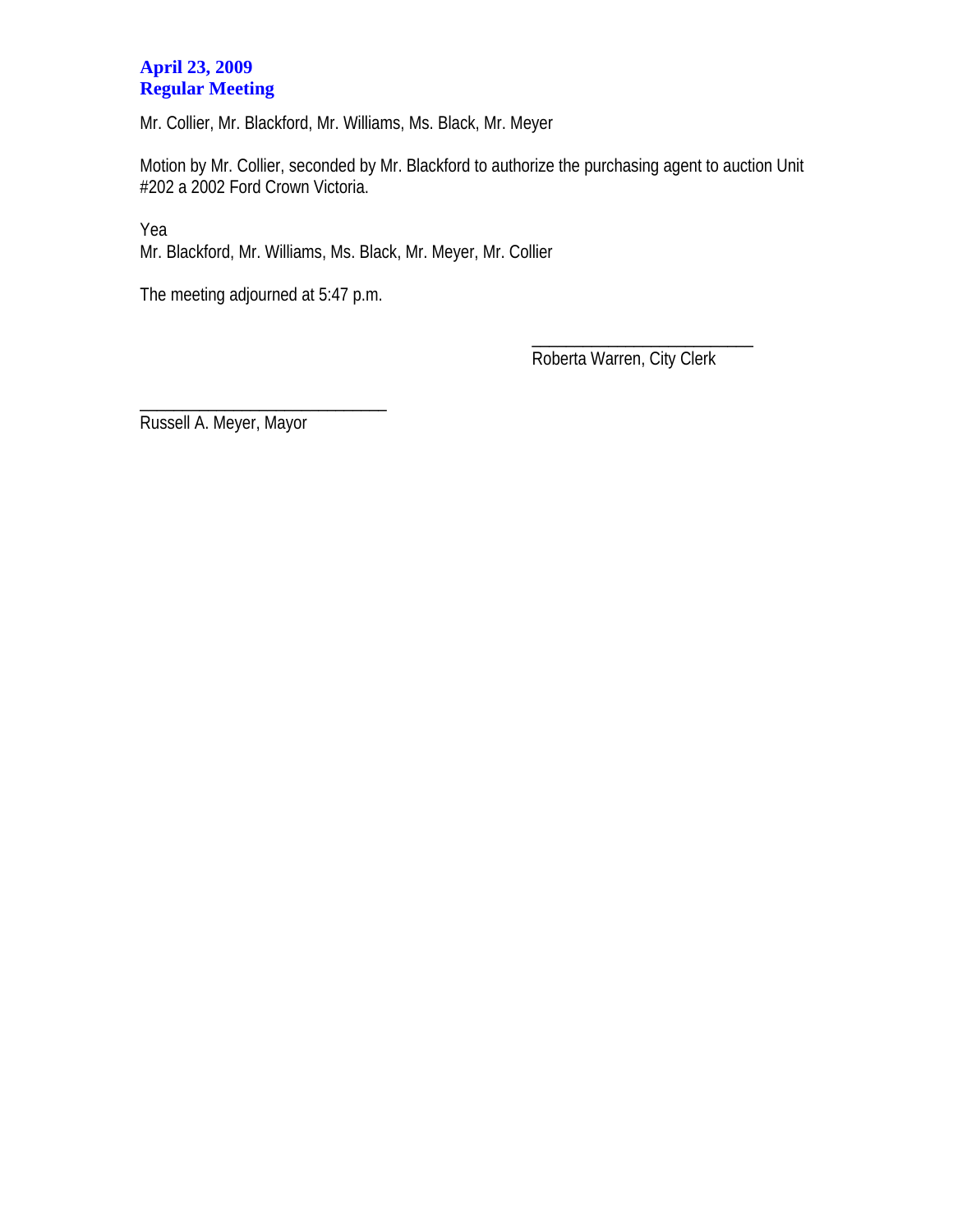**April 23, 2009**
**Regular Meeting**

Mr. Collier, Mr. Blackford, Mr. Williams, Ms. Black, Mr. Meyer

Motion by Mr. Collier, seconded by Mr. Blackford to authorize the purchasing agent to auction Unit #202 a 2002 Ford Crown Victoria.

Yea
Mr. Blackford, Mr. Williams, Ms. Black, Mr. Meyer, Mr. Collier

The meeting adjourned at 5:47 p.m.

\_\_\_\_\_\_\_\_\_\_\_\_\_\_\_\_\_\_\_\_\_\_\_\_\_\_
Roberta Warren, City Clerk

\_\_\_\_\_\_\_\_\_\_\_\_\_\_\_\_\_\_\_\_\_\_\_\_\_\_\_\_\_
Russell A. Meyer, Mayor